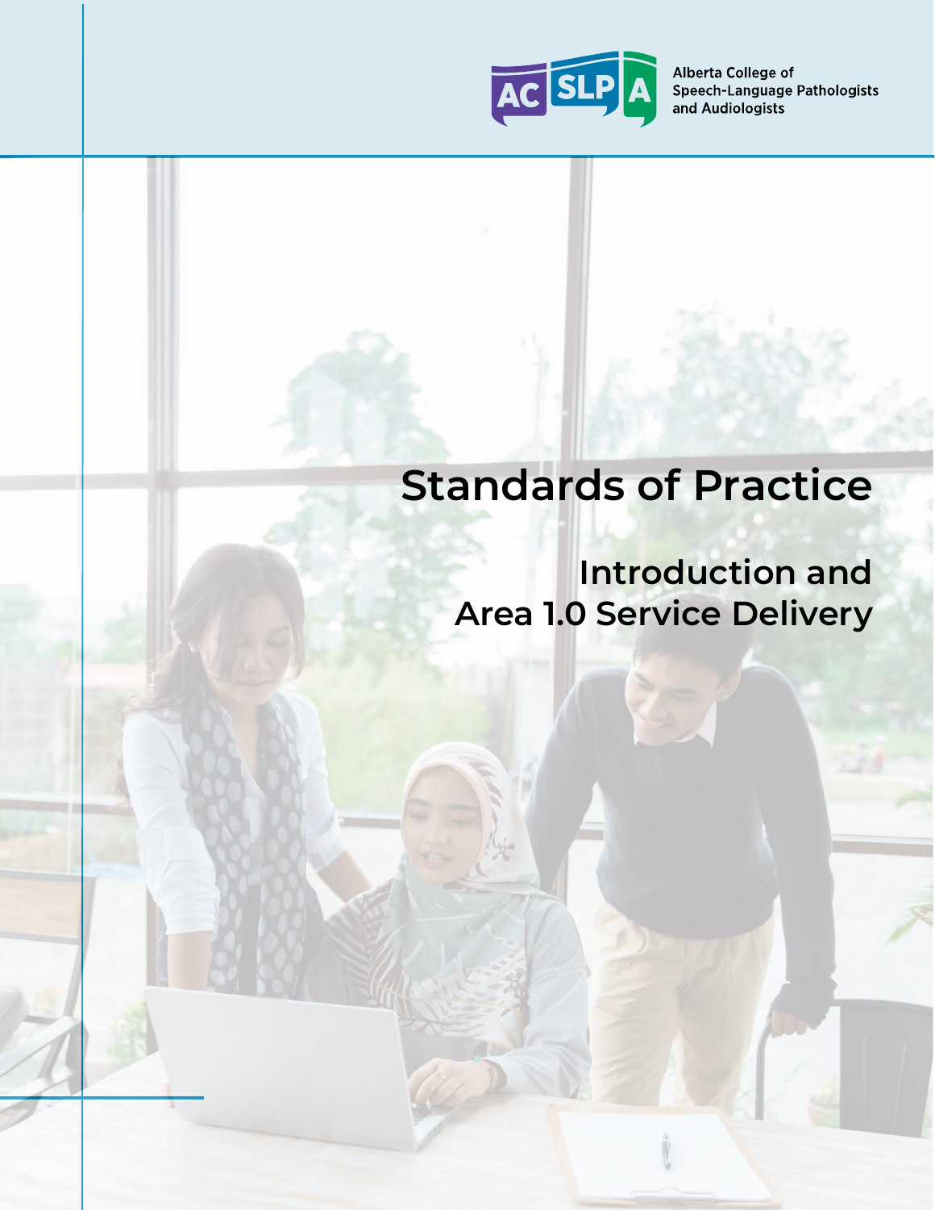Alberta College of Speech-Language Pathologists and Audiologists

# Standards of Practice

## Introduction and Area 1.0 Service Delivery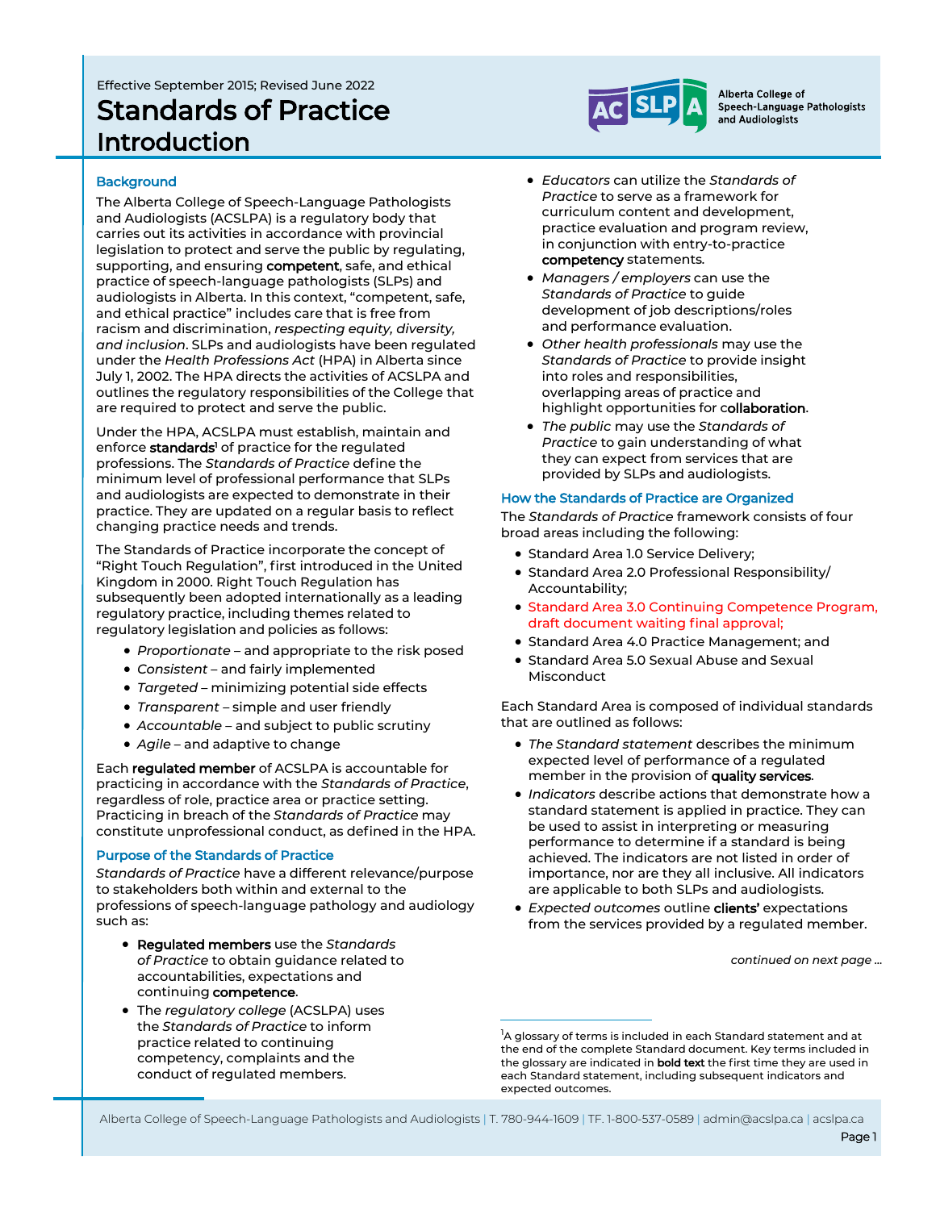Effective September 2015; Revised June 2022

# Standards of Practice
# Introduction

Alberta College of Speech-Language Pathologists and Audiologists

## Background

The Alberta College of Speech-Language Pathologists and Audiologists (ACSLPA) is a regulatory body that carries out its activities in accordance with provincial legislation to protect and serve the public by regulating, supporting, and ensuring **competent**, safe, and ethical practice of speech-language pathologists (SLPs) and audiologists in Alberta. In this context, "competent, safe, and ethical practice" includes care that is free from racism and discrimination, *respecting equity, diversity, and inclusion*. SLPs and audiologists have been regulated under the *Health Professions Act* (HPA) in Alberta since July 1, 2002. The HPA directs the activities of ACSLPA and outlines the regulatory responsibilities of the College that are required to protect and serve the public.

Under the HPA, ACSLPA must establish, maintain and enforce **standards**[1] of practice for the regulated professions. The *Standards of Practice* define the minimum level of professional performance that SLPs and audiologists are expected to demonstrate in their practice. They are updated on a regular basis to reflect changing practice needs and trends.

The Standards of Practice incorporate the concept of "Right Touch Regulation", first introduced in the United Kingdom in 2000. Right Touch Regulation has subsequently been adopted internationally as a leading regulatory practice, including themes related to regulatory legislation and policies as follows:

- *Proportionate* – and appropriate to the risk posed
- *Consistent* – and fairly implemented
- *Targeted* – minimizing potential side effects
- *Transparent* – simple and user friendly
- *Accountable* – and subject to public scrutiny
- *Agile* – and adaptive to change

Each **regulated member** of ACSLPA is accountable for practicing in accordance with the *Standards of Practice*, regardless of role, practice area or practice setting. Practicing in breach of the *Standards of Practice* may constitute unprofessional conduct, as defined in the HPA.

## Purpose of the Standards of Practice

*Standards of Practice* have a different relevance/purpose to stakeholders both within and external to the professions of speech-language pathology and audiology such as:

- **Regulated members** use the *Standards of Practice* to obtain guidance related to accountabilities, expectations and continuing **competence**.
- The *regulatory college* (ACSLPA) uses the *Standards of Practice* to inform practice related to continuing competency, complaints and the conduct of regulated members.
- *Educators* can utilize the *Standards of Practice* to serve as a framework for curriculum content and development, practice evaluation and program review, in conjunction with entry-to-practice **competency** statements.
- *Managers / employers* can use the *Standards of Practice* to guide development of job descriptions/roles and performance evaluation.
- *Other health professionals* may use the *Standards of Practice* to provide insight into roles and responsibilities, overlapping areas of practice and highlight opportunities for **collaboration**.
- *The public* may use the *Standards of Practice* to gain understanding of what they can expect from services that are provided by SLPs and audiologists.

## How the Standards of Practice are Organized

The *Standards of Practice* framework consists of four broad areas including the following:

- Standard Area 1.0 Service Delivery;
- Standard Area 2.0 Professional Responsibility/ Accountability;
- Standard Area 3.0 Continuing Competence Program, draft document waiting final approval;
- Standard Area 4.0 Practice Management; and
- Standard Area 5.0 Sexual Abuse and Sexual Misconduct

Each Standard Area is composed of individual standards that are outlined as follows:

- *The Standard statement* describes the minimum expected level of performance of a regulated member in the provision of **quality services**.
- *Indicators* describe actions that demonstrate how a standard statement is applied in practice. They can be used to assist in interpreting or measuring performance to determine if a standard is being achieved. The indicators are not listed in order of importance, nor are they all inclusive. All indicators are applicable to both SLPs and audiologists.
- *Expected outcomes* outline **clients'** expectations from the services provided by a regulated member.

*continued on next page ...*

[1] A glossary of terms is included in each Standard statement and at the end of the complete Standard document. Key terms included in the glossary are indicated in **bold text** the first time they are used in each Standard statement, including subsequent indicators and expected outcomes.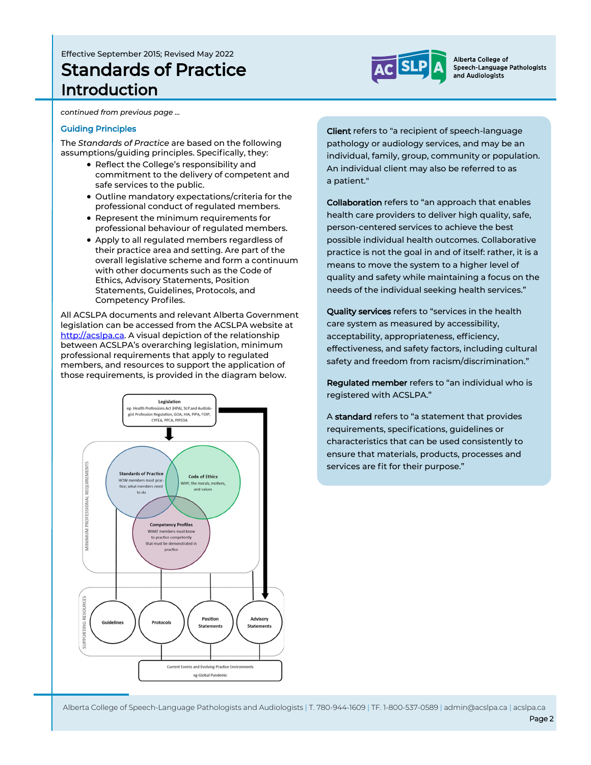*continued from previous page ...*

### Guiding Principles

The *Standards of Practice* are based on the following assumptions/guiding principles. Specifically, they:

- Reflect the College's responsibility and commitment to the delivery of competent and safe services to the public.
- Outline mandatory expectations/criteria for the professional conduct of regulated members.
- Represent the minimum requirements for professional behaviour of regulated members.
- Apply to all regulated members regardless of their practice area and setting. Are part of the overall legislative scheme and form a continuum with other documents such as the Code of Ethics, Advisory Statements, Position Statements, Guidelines, Protocols, and Competency Profiles.

All ACSLPA documents and relevant Alberta Government legislation can be accessed from the ACSLPA website at http://acslpa.ca. A visual depiction of the relationship between ACSLPA's overarching legislation, minimum professional requirements that apply to regulated members, and resources to support the application of those requirements, is provided in the diagram below.

Legislation
eg- Health Professions Act (HPA), SLP and Audiologist Profession Regulation, GOA, HIA, PIPA, FOIP, CYFEA, PPCA, PIPEDA

MINIMUM PROFESSIONAL REQUIREMENTS

Standards of Practice
HOW members must practice; what members need to do

Code of Ethics
WHY; the morals, motives, and values

Competency Profiles
WHAT members must know to practice competently that must be demonstrated in practice

SUPPORTING RESOURCES

Guidelines

Protocols

Position Statements

Advisory Statements

Current Events and Evolving Practice Environments
eg-Global Pandemic

**Client** refers to "a recipient of speech-language pathology or audiology services, and may be an individual, family, group, community or population. An individual client may also be referred to as a patient."

**Collaboration** refers to "an approach that enables health care providers to deliver high quality, safe, person-centered services to achieve the best possible individual health outcomes. Collaborative practice is not the goal in and of itself: rather, it is a means to move the system to a higher level of quality and safety while maintaining a focus on the needs of the individual seeking health services."

**Quality services** refers to "services in the health care system as measured by accessibility, acceptability, appropriateness, efficiency, effectiveness, and safety factors, including cultural safety and freedom from racism/discrimination."

**Regulated member** refers to "an individual who is registered with ACSLPA."

A **standard** refers to "a statement that provides requirements, specifications, guidelines or characteristics that can be used consistently to ensure that materials, products, processes and services are fit for their purpose."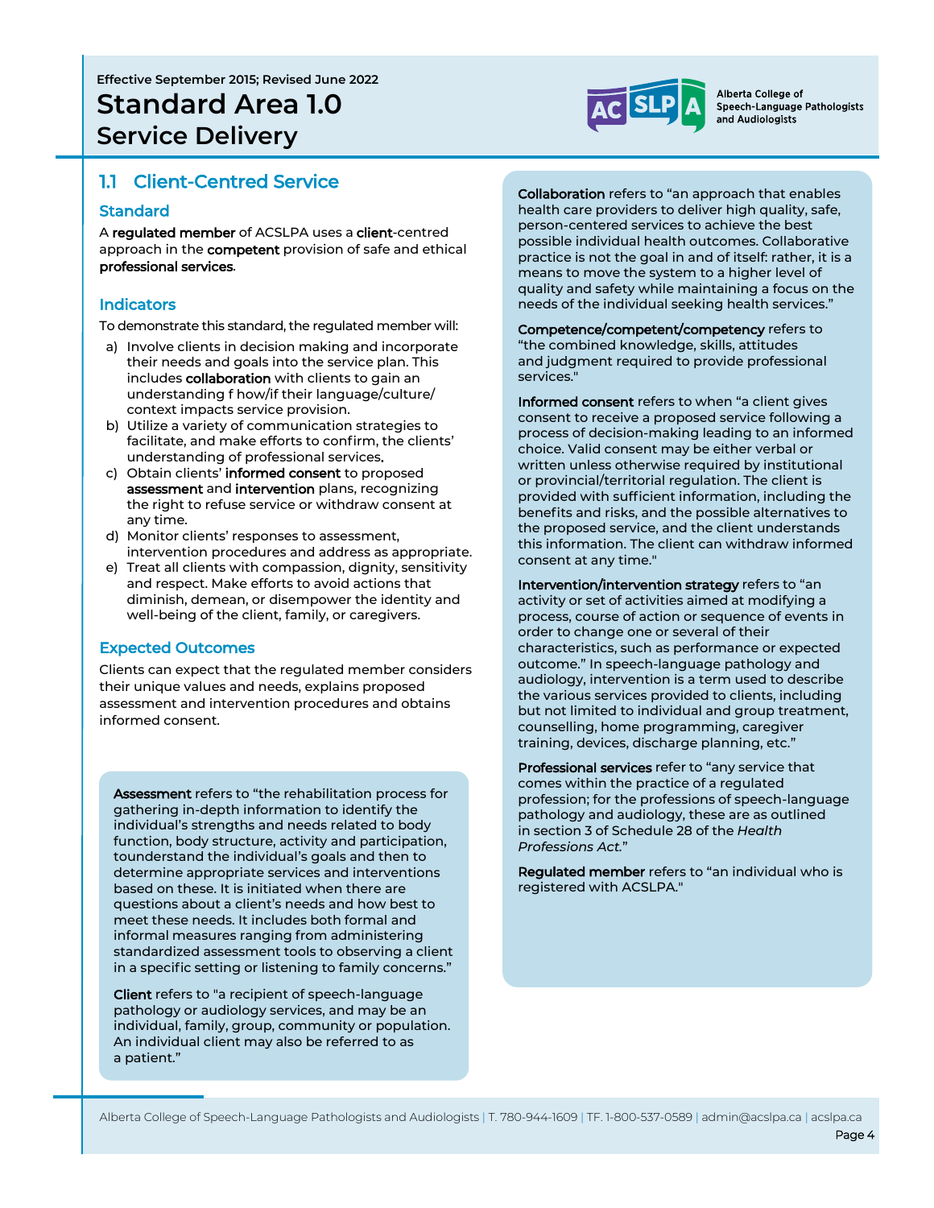Effective September 2015; Revised June 2022

# Standard Area 1.0
# Service Delivery

## 1.1 Client-Centred Service

### Standard

A **regulated member** of ACSLPA uses a **client**-centred approach in the **competent** provision of safe and ethical **professional services**.

### Indicators

To demonstrate this standard, the regulated member will:

a) Involve clients in decision making and incorporate their needs and goals into the service plan. This includes **collaboration** with clients to gain an understanding f how/if their language/culture/ context impacts service provision.
b) Utilize a variety of communication strategies to facilitate, and make efforts to confirm, the clients' understanding of professional services.
c) Obtain clients' **informed consent** to proposed **assessment** and **intervention** plans, recognizing the right to refuse service or withdraw consent at any time.
d) Monitor clients' responses to assessment, intervention procedures and address as appropriate.
e) Treat all clients with compassion, dignity, sensitivity and respect. Make efforts to avoid actions that diminish, demean, or disempower the identity and well-being of the client, family, or caregivers.

### Expected Outcomes

Clients can expect that the regulated member considers their unique values and needs, explains proposed assessment and intervention procedures and obtains informed consent.

**Assessment** refers to "the rehabilitation process for gathering in-depth information to identify the individual's strengths and needs related to body function, body structure, activity and participation, tounderstand the individual's goals and then to determine appropriate services and interventions based on these. It is initiated when there are questions about a client's needs and how best to meet these needs. It includes both formal and informal measures ranging from administering standardized assessment tools to observing a client in a specific setting or listening to family concerns."

**Client** refers to "a recipient of speech-language pathology or audiology services, and may be an individual, family, group, community or population. An individual client may also be referred to as a patient."

**Collaboration** refers to "an approach that enables health care providers to deliver high quality, safe, person-centered services to achieve the best possible individual health outcomes. Collaborative practice is not the goal in and of itself: rather, it is a means to move the system to a higher level of quality and safety while maintaining a focus on the needs of the individual seeking health services."

**Competence/competent/competency** refers to "the combined knowledge, skills, attitudes and judgment required to provide professional services."

**Informed consent** refers to when "a client gives consent to receive a proposed service following a process of decision-making leading to an informed choice. Valid consent may be either verbal or written unless otherwise required by institutional or provincial/territorial regulation. The client is provided with sufficient information, including the benefits and risks, and the possible alternatives to the proposed service, and the client understands this information. The client can withdraw informed consent at any time."

**Intervention/intervention strategy** refers to "an activity or set of activities aimed at modifying a process, course of action or sequence of events in order to change one or several of their characteristics, such as performance or expected outcome." In speech-language pathology and audiology, intervention is a term used to describe the various services provided to clients, including but not limited to individual and group treatment, counselling, home programming, caregiver training, devices, discharge planning, etc."

**Professional services** refer to "any service that comes within the practice of a regulated profession; for the professions of speech-language pathology and audiology, these are as outlined in section 3 of Schedule 28 of the *Health Professions Act*."

**Regulated member** refers to "an individual who is registered with ACSLPA."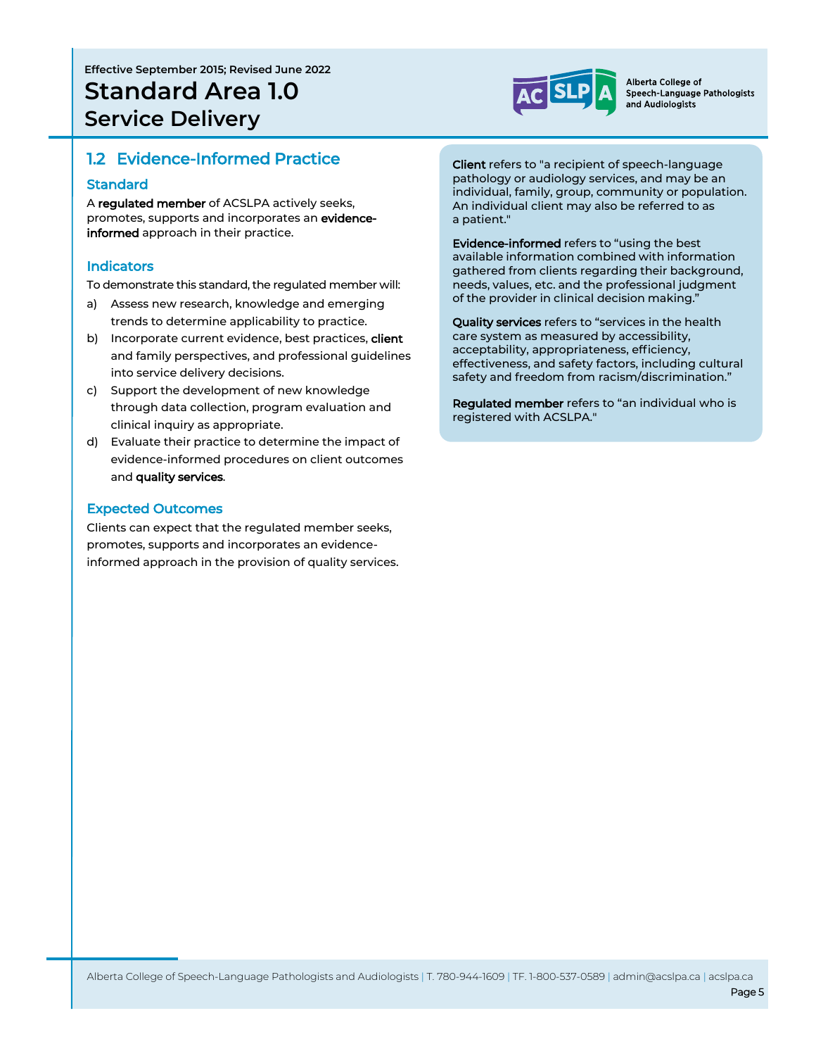Effective September 2015; Revised June 2022

# Standard Area 1.0 Service Delivery

## 1.2 Evidence-Informed Practice

### Standard

A **regulated member** of ACSLPA actively seeks, promotes, supports and incorporates an **evidence-informed** approach in their practice.

### Indicators

To demonstrate this standard, the regulated member will:

a) Assess new research, knowledge and emerging trends to determine applicability to practice.
b) Incorporate current evidence, best practices, **client** and family perspectives, and professional guidelines into service delivery decisions.
c) Support the development of new knowledge through data collection, program evaluation and clinical inquiry as appropriate.
d) Evaluate their practice to determine the impact of evidence-informed procedures on client outcomes and **quality services**.

### Expected Outcomes

Clients can expect that the regulated member seeks, promotes, supports and incorporates an evidence-informed approach in the provision of quality services.

**Client** refers to "a recipient of speech-language pathology or audiology services, and may be an individual, family, group, community or population. An individual client may also be referred to as a patient."

**Evidence-informed** refers to "using the best available information combined with information gathered from clients regarding their background, needs, values, etc. and the professional judgment of the provider in clinical decision making."

**Quality services** refers to "services in the health care system as measured by accessibility, acceptability, appropriateness, efficiency, effectiveness, and safety factors, including cultural safety and freedom from racism/discrimination."

**Regulated member** refers to "an individual who is registered with ACSLPA."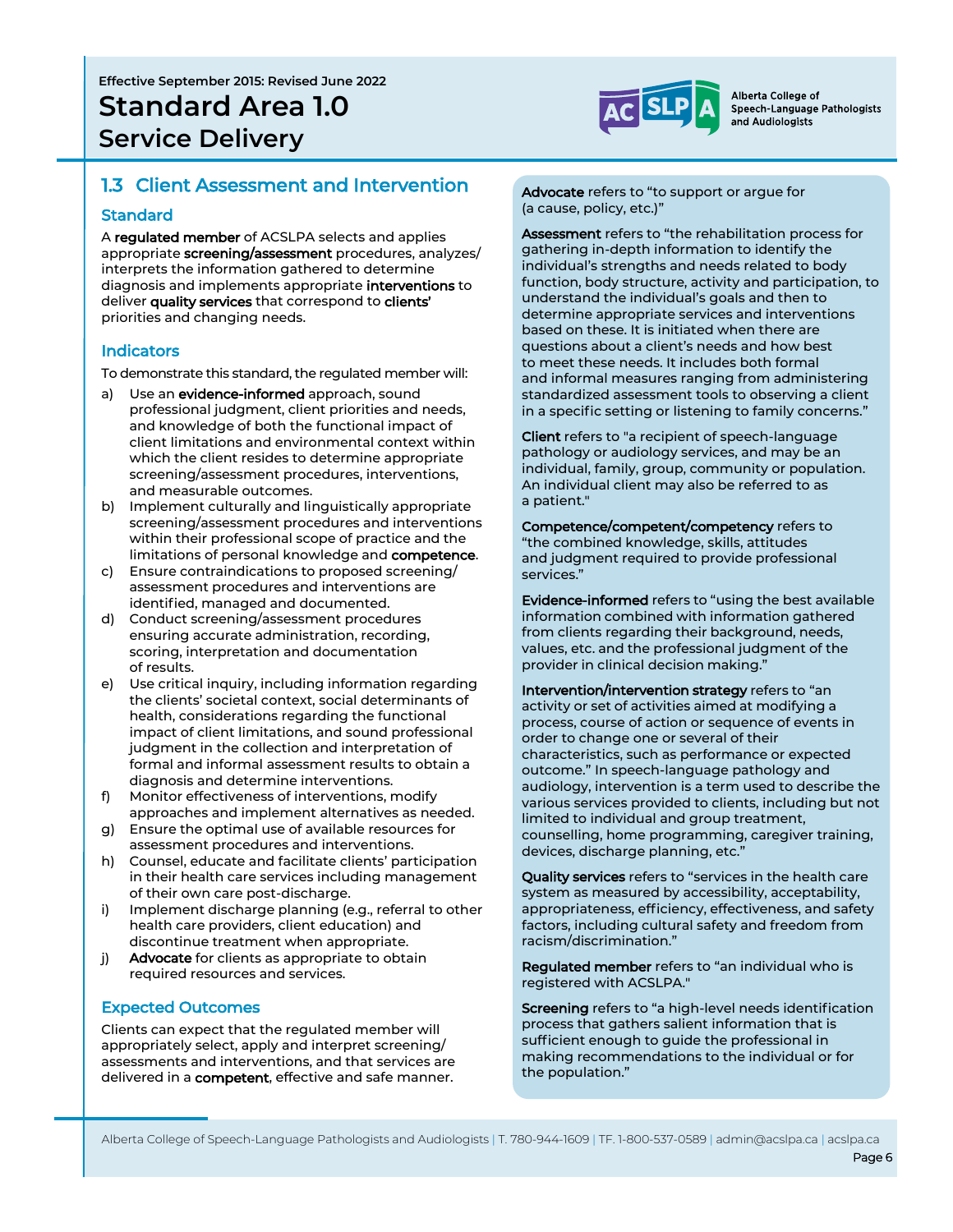Effective September 2015: Revised June 2022

# Standard Area 1.0 Service Delivery

## 1.3 Client Assessment and Intervention

### Standard

A **regulated member** of ACSLPA selects and applies appropriate **screening/assessment** procedures, analyzes/interprets the information gathered to determine diagnosis and implements appropriate **interventions** to deliver **quality services** that correspond to **clients'** priorities and changing needs.

### Indicators

To demonstrate this standard, the regulated member will:

a) Use an **evidence-informed** approach, sound professional judgment, client priorities and needs, and knowledge of both the functional impact of client limitations and environmental context within which the client resides to determine appropriate screening/assessment procedures, interventions, and measurable outcomes.

b) Implement culturally and linguistically appropriate screening/assessment procedures and interventions within their professional scope of practice and the limitations of personal knowledge and **competence**.

c) Ensure contraindications to proposed screening/assessment procedures and interventions are identified, managed and documented.

d) Conduct screening/assessment procedures ensuring accurate administration, recording, scoring, interpretation and documentation of results.

e) Use critical inquiry, including information regarding the clients' societal context, social determinants of health, considerations regarding the functional impact of client limitations, and sound professional judgment in the collection and interpretation of formal and informal assessment results to obtain a diagnosis and determine interventions.

f) Monitor effectiveness of interventions, modify approaches and implement alternatives as needed.

g) Ensure the optimal use of available resources for assessment procedures and interventions.

h) Counsel, educate and facilitate clients' participation in their health care services including management of their own care post-discharge.

i) Implement discharge planning (e.g., referral to other health care providers, client education) and discontinue treatment when appropriate.

j) **Advocate** for clients as appropriate to obtain required resources and services.

### Expected Outcomes

Clients can expect that the regulated member will appropriately select, apply and interpret screening/assessments and interventions, and that services are delivered in a **competent**, effective and safe manner.

---

**Advocate** refers to "to support or argue for (a cause, policy, etc.)"

**Assessment** refers to "the rehabilitation process for gathering in-depth information to identify the individual's strengths and needs related to body function, body structure, activity and participation, to understand the individual's goals and then to determine appropriate services and interventions based on these. It is initiated when there are questions about a client's needs and how best to meet these needs. It includes both formal and informal measures ranging from administering standardized assessment tools to observing a client in a specific setting or listening to family concerns."

**Client** refers to "a recipient of speech-language pathology or audiology services, and may be an individual, family, group, community or population. An individual client may also be referred to as a patient."

**Competence/competent/competency** refers to "the combined knowledge, skills, attitudes and judgment required to provide professional services."

**Evidence-informed** refers to "using the best available information combined with information gathered from clients regarding their background, needs, values, etc. and the professional judgment of the provider in clinical decision making."

**Intervention/intervention strategy** refers to "an activity or set of activities aimed at modifying a process, course of action or sequence of events in order to change one or several of their characteristics, such as performance or expected outcome." In speech-language pathology and audiology, intervention is a term used to describe the various services provided to clients, including but not limited to individual and group treatment, counselling, home programming, caregiver training, devices, discharge planning, etc."

**Quality services** refers to "services in the health care system as measured by accessibility, acceptability, appropriateness, efficiency, effectiveness, and safety factors, including cultural safety and freedom from racism/discrimination."

**Regulated member** refers to "an individual who is registered with ACSLPA."

**Screening** refers to "a high-level needs identification process that gathers salient information that is sufficient enough to guide the professional in making recommendations to the individual or for the population."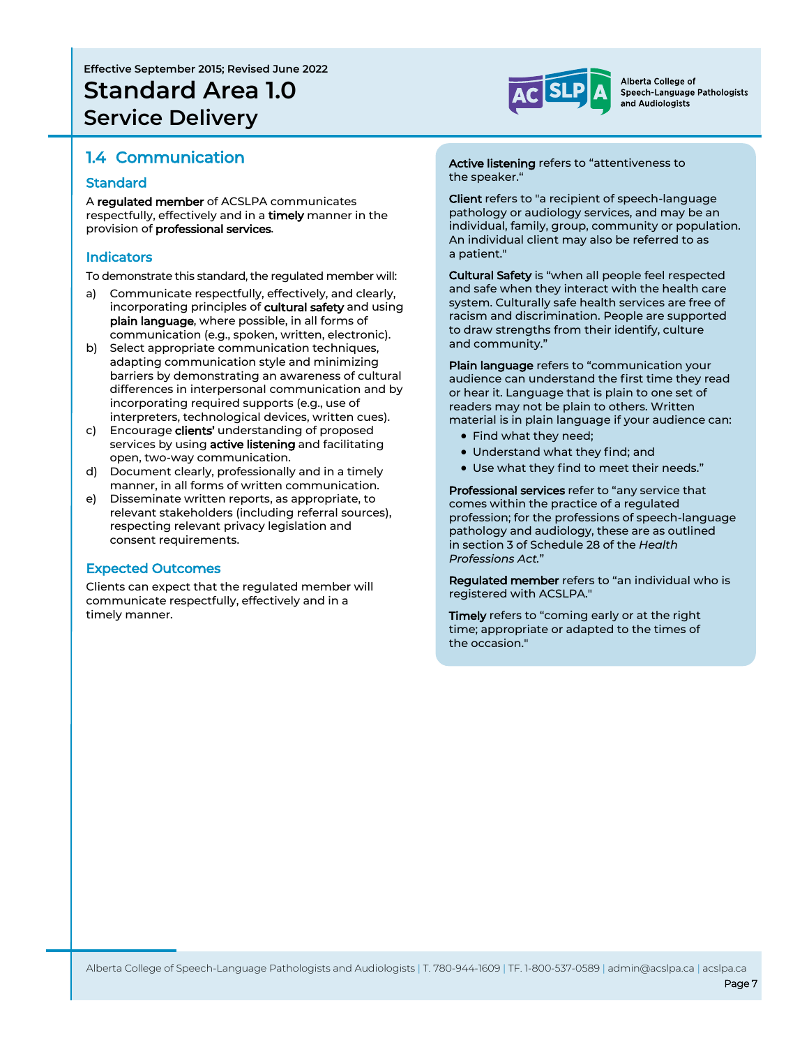Effective September 2015; Revised June 2022

# Standard Area 1.0
# Service Delivery

## 1.4 Communication

### Standard

A **regulated member** of ACSLPA communicates respectfully, effectively and in a **timely** manner in the provision of **professional services**.

### Indicators

To demonstrate this standard, the regulated member will:

a) Communicate respectfully, effectively, and clearly, incorporating principles of **cultural safety** and using **plain language**, where possible, in all forms of communication (e.g., spoken, written, electronic).

b) Select appropriate communication techniques, adapting communication style and minimizing barriers by demonstrating an awareness of cultural differences in interpersonal communication and by incorporating required supports (e.g., use of interpreters, technological devices, written cues).

c) Encourage **clients'** understanding of proposed services by using **active listening** and facilitating open, two-way communication.

d) Document clearly, professionally and in a timely manner, in all forms of written communication.

e) Disseminate written reports, as appropriate, to relevant stakeholders (including referral sources), respecting relevant privacy legislation and consent requirements.

### Expected Outcomes

Clients can expect that the regulated member will communicate respectfully, effectively and in a timely manner.

**Active listening** refers to "attentiveness to the speaker."

**Client** refers to "a recipient of speech-language pathology or audiology services, and may be an individual, family, group, community or population. An individual client may also be referred to as a patient."

**Cultural Safety** is "when all people feel respected and safe when they interact with the health care system. Culturally safe health services are free of racism and discrimination. People are supported to draw strengths from their identify, culture and community."

**Plain language** refers to "communication your audience can understand the first time they read or hear it. Language that is plain to one set of readers may not be plain to others. Written material is in plain language if your audience can:

- Find what they need;
- Understand what they find; and
- Use what they find to meet their needs."

**Professional services** refer to "any service that comes within the practice of a regulated profession; for the professions of speech-language pathology and audiology, these are as outlined in section 3 of Schedule 28 of the *Health Professions Act.*"

**Regulated member** refers to "an individual who is registered with ACSLPA."

**Timely** refers to "coming early or at the right time; appropriate or adapted to the times of the occasion."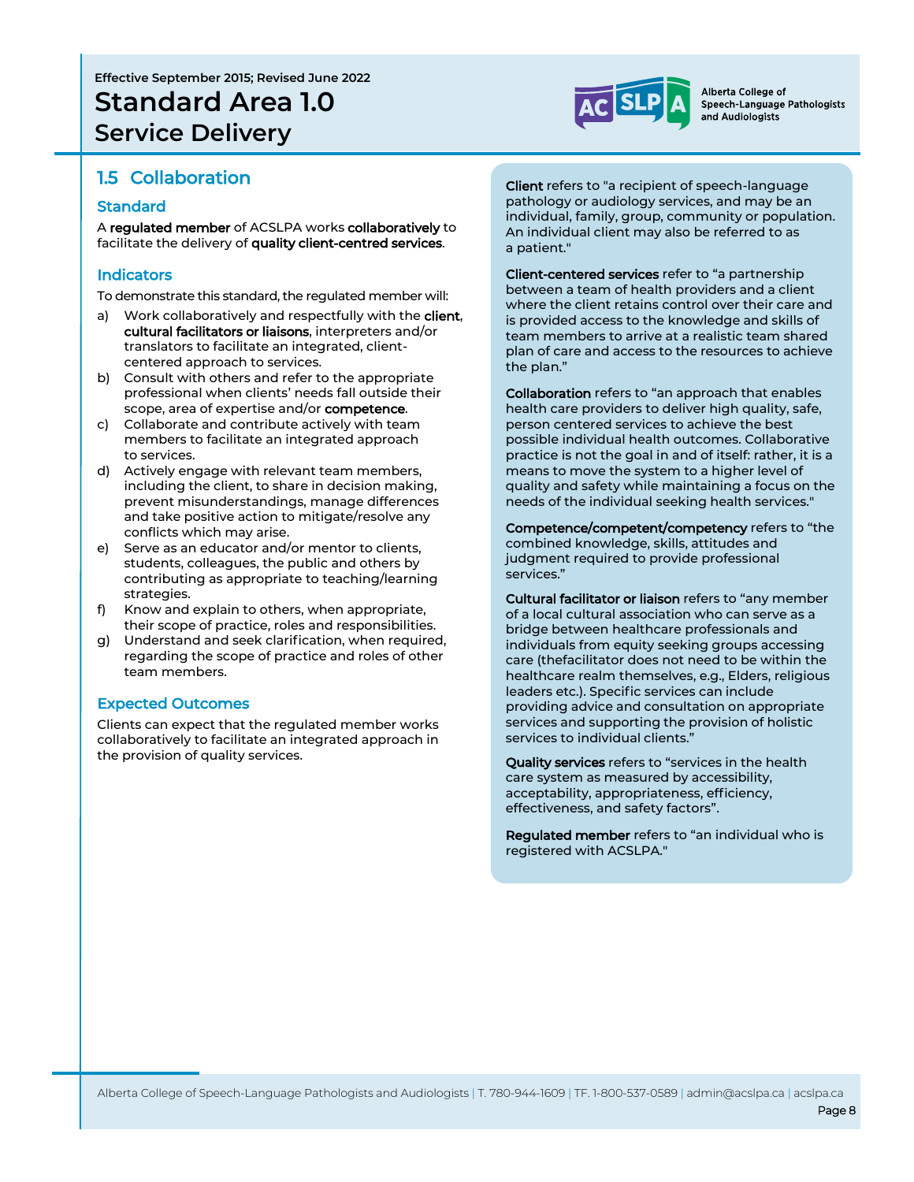Effective September 2015; Revised June 2022

# Standard Area 1.0 Service Delivery

## 1.5 Collaboration

### Standard

A **regulated member** of ACSLPA works **collaboratively** to facilitate the delivery of **quality client-centred services**.

### Indicators

To demonstrate this standard, the regulated member will:

a) Work collaboratively and respectfully with the **client**, **cultural facilitators or liaisons**, interpreters and/or translators to facilitate an integrated, client-centered approach to services.
b) Consult with others and refer to the appropriate professional when clients' needs fall outside their scope, area of expertise and/or **competence**.
c) Collaborate and contribute actively with team members to facilitate an integrated approach to services.
d) Actively engage with relevant team members, including the client, to share in decision making, prevent misunderstandings, manage differences and take positive action to mitigate/resolve any conflicts which may arise.
e) Serve as an educator and/or mentor to clients, students, colleagues, the public and others by contributing as appropriate to teaching/learning strategies.
f) Know and explain to others, when appropriate, their scope of practice, roles and responsibilities.
g) Understand and seek clarification, when required, regarding the scope of practice and roles of other team members.

### Expected Outcomes

Clients can expect that the regulated member works collaboratively to facilitate an integrated approach in the provision of quality services.

**Client** refers to "a recipient of speech-language pathology or audiology services, and may be an individual, family, group, community or population. An individual client may also be referred to as a patient."

**Client-centered services** refer to "a partnership between a team of health providers and a client where the client retains control over their care and is provided access to the knowledge and skills of team members to arrive at a realistic team shared plan of care and access to the resources to achieve the plan."

**Collaboration** refers to "an approach that enables health care providers to deliver high quality, safe, person centered services to achieve the best possible individual health outcomes. Collaborative practice is not the goal in and of itself: rather, it is a means to move the system to a higher level of quality and safety while maintaining a focus on the needs of the individual seeking health services."

**Competence/competent/competency** refers to "the combined knowledge, skills, attitudes and judgment required to provide professional services."

**Cultural facilitator or liaison** refers to "any member of a local cultural association who can serve as a bridge between healthcare professionals and individuals from equity seeking groups accessing care (thefacilitator does not need to be within the healthcare realm themselves, e.g., Elders, religious leaders etc.). Specific services can include providing advice and consultation on appropriate services and supporting the provision of holistic services to individual clients."

**Quality services** refers to "services in the health care system as measured by accessibility, acceptability, appropriateness, efficiency, effectiveness, and safety factors".

**Regulated member** refers to "an individual who is registered with ACSLPA."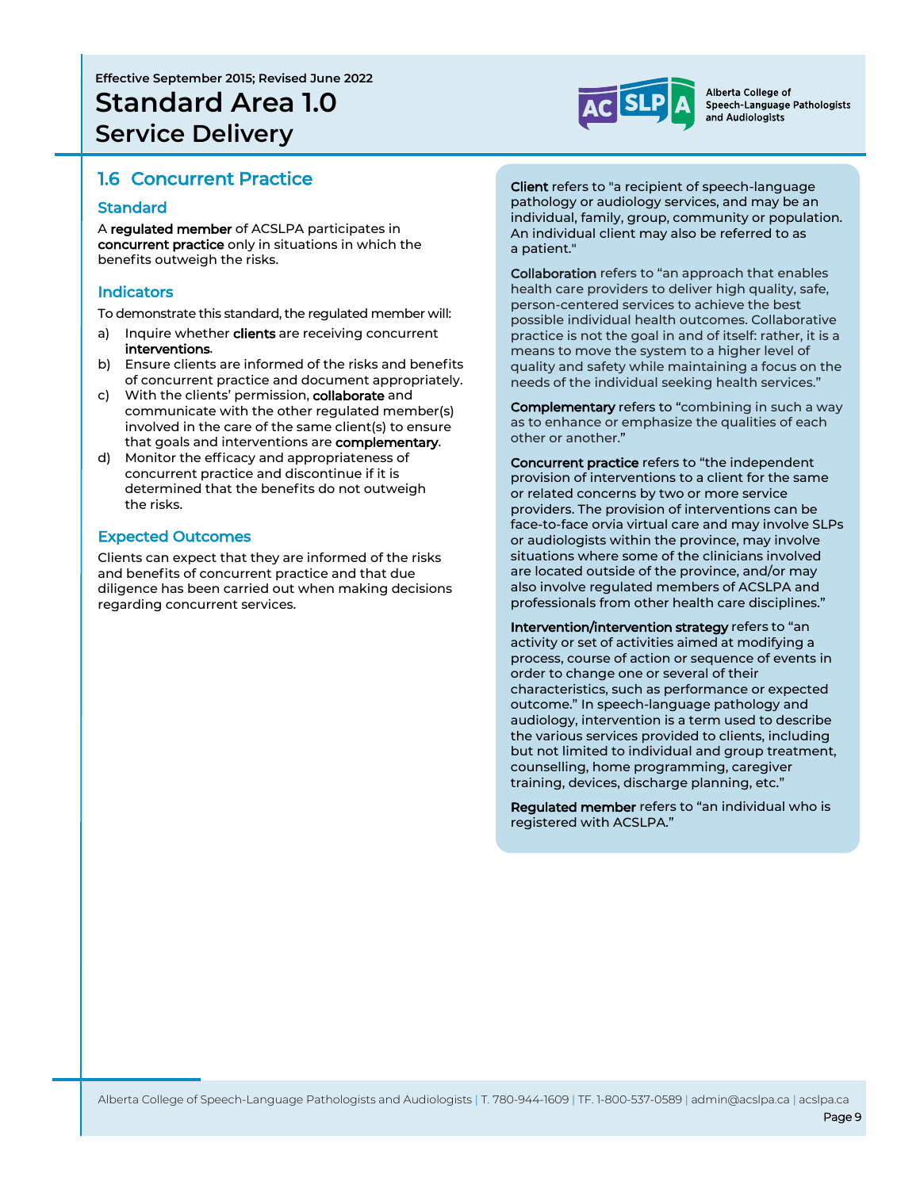Effective September 2015; Revised June 2022

# Standard Area 1.0 Service Delivery

## 1.6 Concurrent Practice

### Standard

A **regulated member** of ACSLPA participates in **concurrent practice** only in situations in which the benefits outweigh the risks.

### Indicators

To demonstrate this standard, the regulated member will:

a) Inquire whether **clients** are receiving concurrent **interventions**.
b) Ensure clients are informed of the risks and benefits of concurrent practice and document appropriately.
c) With the clients' permission, **collaborate** and communicate with the other regulated member(s) involved in the care of the same client(s) to ensure that goals and interventions are **complementary**.
d) Monitor the efficacy and appropriateness of concurrent practice and discontinue if it is determined that the benefits do not outweigh the risks.

### Expected Outcomes

Clients can expect that they are informed of the risks and benefits of concurrent practice and that due diligence has been carried out when making decisions regarding concurrent services.

**Client** refers to "a recipient of speech-language pathology or audiology services, and may be an individual, family, group, community or population. An individual client may also be referred to as a patient."

**Collaboration** refers to "an approach that enables health care providers to deliver high quality, safe, person-centered services to achieve the best possible individual health outcomes. Collaborative practice is not the goal in and of itself: rather, it is a means to move the system to a higher level of quality and safety while maintaining a focus on the needs of the individual seeking health services."

**Complementary** refers to "combining in such a way as to enhance or emphasize the qualities of each other or another."

**Concurrent practice** refers to "the independent provision of interventions to a client for the same or related concerns by two or more service providers. The provision of interventions can be face-to-face orvia virtual care and may involve SLPs or audiologists within the province, may involve situations where some of the clinicians involved are located outside of the province, and/or may also involve regulated members of ACSLPA and professionals from other health care disciplines."

**Intervention/intervention strategy** refers to "an activity or set of activities aimed at modifying a process, course of action or sequence of events in order to change one or several of their characteristics, such as performance or expected outcome." In speech-language pathology and audiology, intervention is a term used to describe the various services provided to clients, including but not limited to individual and group treatment, counselling, home programming, caregiver training, devices, discharge planning, etc."

**Regulated member** refers to "an individual who is registered with ACSLPA."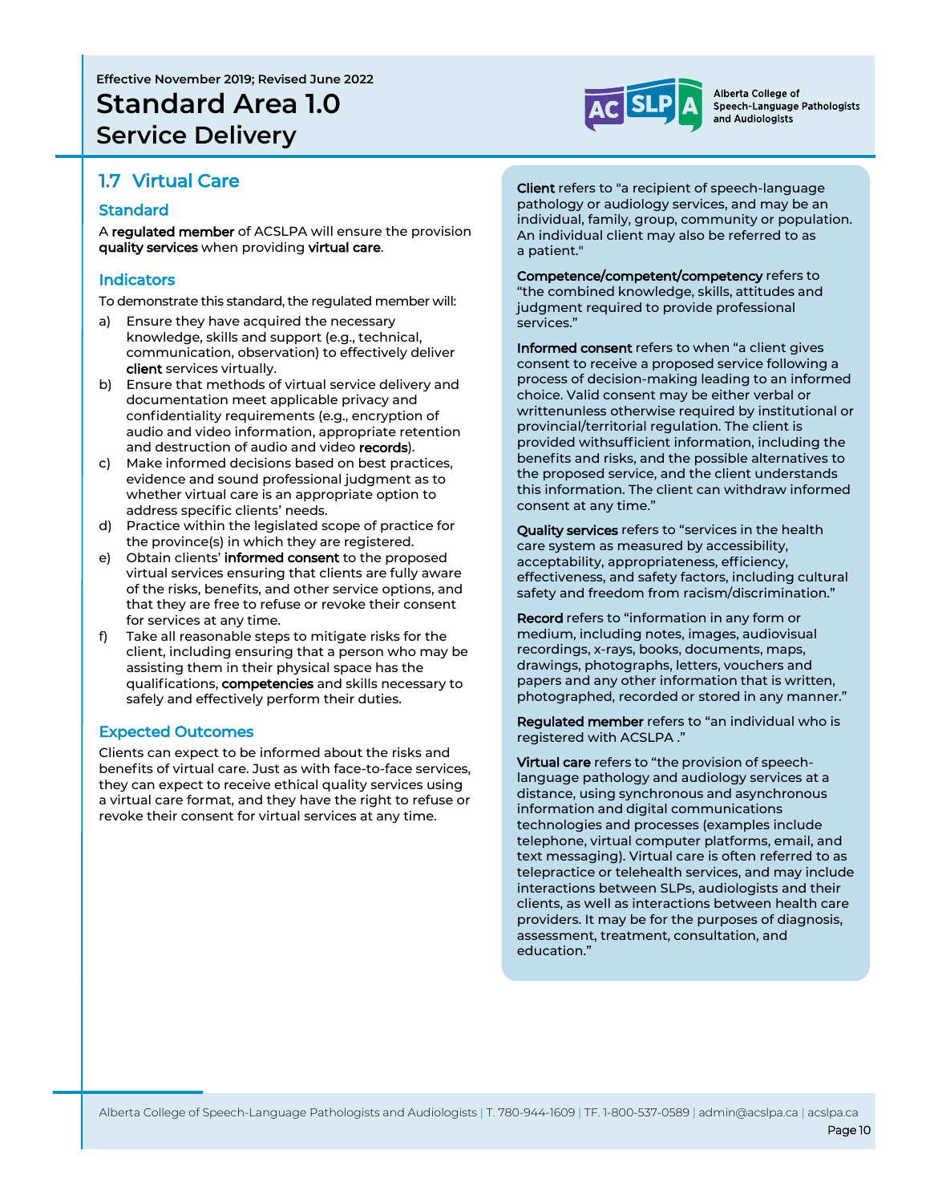Effective November 2019; Revised June 2022

# Standard Area 1.0 Service Delivery

## 1.7 Virtual Care

### Standard

A **regulated member** of ACSLPA will ensure the provision **quality services** when providing **virtual care**.

### Indicators

To demonstrate this standard, the regulated member will:

a) Ensure they have acquired the necessary knowledge, skills and support (e.g., technical, communication, observation) to effectively deliver **client** services virtually.
b) Ensure that methods of virtual service delivery and documentation meet applicable privacy and confidentiality requirements (e.g., encryption of audio and video information, appropriate retention and destruction of audio and video **records**).
c) Make informed decisions based on best practices, evidence and sound professional judgment as to whether virtual care is an appropriate option to address specific clients' needs.
d) Practice within the legislated scope of practice for the province(s) in which they are registered.
e) Obtain clients' **informed consent** to the proposed virtual services ensuring that clients are fully aware of the risks, benefits, and other service options, and that they are free to refuse or revoke their consent for services at any time.
f) Take all reasonable steps to mitigate risks for the client, including ensuring that a person who may be assisting them in their physical space has the qualifications, **competencies** and skills necessary to safely and effectively perform their duties.

### Expected Outcomes

Clients can expect to be informed about the risks and benefits of virtual care. Just as with face-to-face services, they can expect to receive ethical quality services using a virtual care format, and they have the right to refuse or revoke their consent for virtual services at any time.

**Client** refers to "a recipient of speech-language pathology or audiology services, and may be an individual, family, group, community or population. An individual client may also be referred to as a patient."

**Competence/competent/competency** refers to "the combined knowledge, skills, attitudes and judgment required to provide professional services."

**Informed consent** refers to when "a client gives consent to receive a proposed service following a process of decision-making leading to an informed choice. Valid consent may be either verbal or writtenunless otherwise required by institutional or provincial/territorial regulation. The client is provided withsufficient information, including the benefits and risks, and the possible alternatives to the proposed service, and the client understands this information. The client can withdraw informed consent at any time."

**Quality services** refers to "services in the health care system as measured by accessibility, acceptability, appropriateness, efficiency, effectiveness, and safety factors, including cultural safety and freedom from racism/discrimination."

**Record** refers to "information in any form or medium, including notes, images, audiovisual recordings, x-rays, books, documents, maps, drawings, photographs, letters, vouchers and papers and any other information that is written, photographed, recorded or stored in any manner."

**Regulated member** refers to "an individual who is registered with ACSLPA ."

**Virtual care** refers to "the provision of speech-language pathology and audiology services at a distance, using synchronous and asynchronous information and digital communications technologies and processes (examples include telephone, virtual computer platforms, email, and text messaging). Virtual care is often referred to as telepractice or telehealth services, and may include interactions between SLPs, audiologists and their clients, as well as interactions between health care providers. It may be for the purposes of diagnosis, assessment, treatment, consultation, and education."